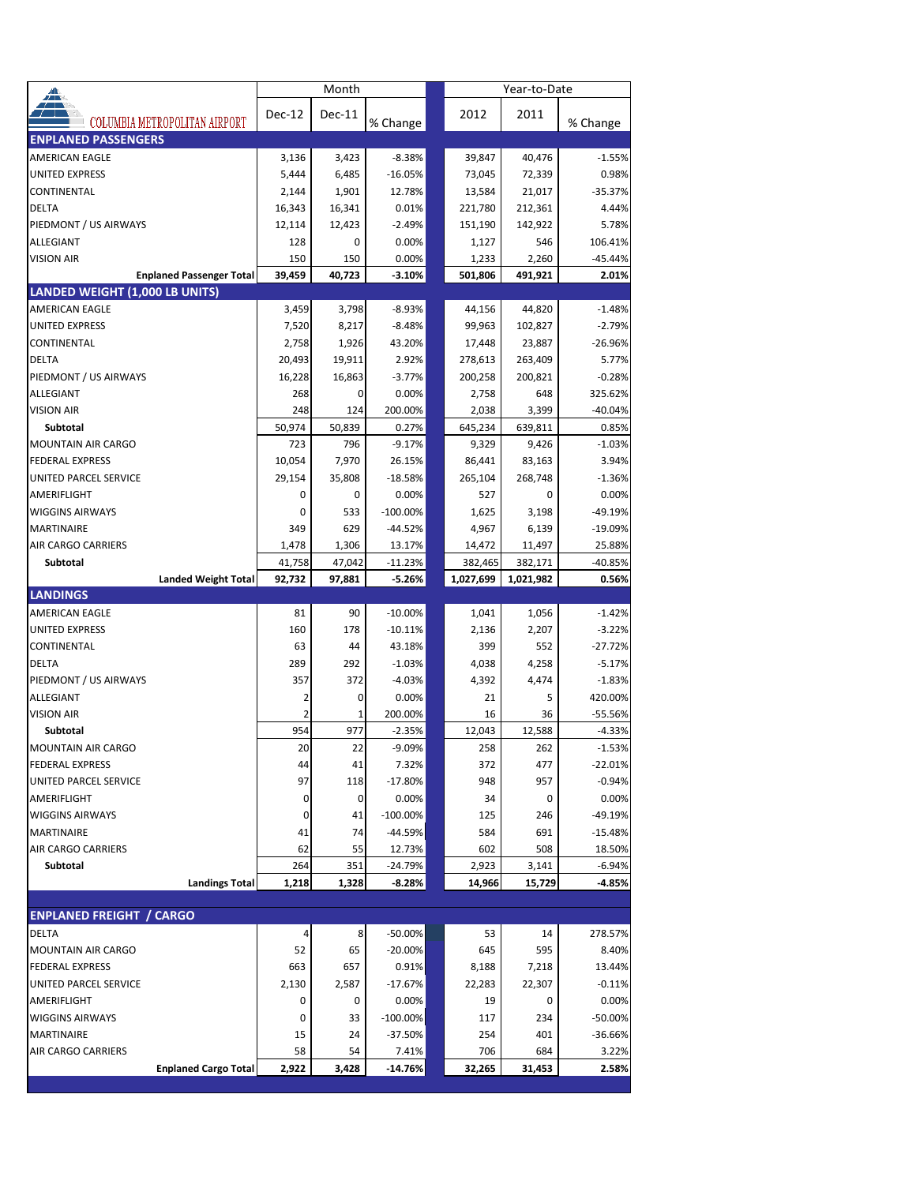| COLUMBIA METROPOLITAN AIRPORT | Month | | | Year-to-Date | | |
|---|---|---|---|---|---|---|
| | Dec-12 | Dec-11 | % Change | 2012 | 2011 | % Change |
| **ENPLANED PASSENGERS** | | | | | | |
| AMERICAN EAGLE | 3,136 | 3,423 | -8.38% | 39,847 | 40,476 | -1.55% |
| UNITED EXPRESS | 5,444 | 6,485 | -16.05% | 73,045 | 72,339 | 0.98% |
| CONTINENTAL | 2,144 | 1,901 | 12.78% | 13,584 | 21,017 | -35.37% |
| DELTA | 16,343 | 16,341 | 0.01% | 221,780 | 212,361 | 4.44% |
| PIEDMONT / US AIRWAYS | 12,114 | 12,423 | -2.49% | 151,190 | 142,922 | 5.78% |
| ALLEGIANT | 128 | 0 | 0.00% | 1,127 | 546 | 106.41% |
| VISION AIR | 150 | 150 | 0.00% | 1,233 | 2,260 | -45.44% |
| **Enplaned Passenger Total** | **39,459** | **40,723** | **-3.10%** | **501,806** | **491,921** | **2.01%** |
| **LANDED WEIGHT (1,000 LB UNITS)** | | | | | | |
| AMERICAN EAGLE | 3,459 | 3,798 | -8.93% | 44,156 | 44,820 | -1.48% |
| UNITED EXPRESS | 7,520 | 8,217 | -8.48% | 99,963 | 102,827 | -2.79% |
| CONTINENTAL | 2,758 | 1,926 | 43.20% | 17,448 | 23,887 | -26.96% |
| DELTA | 20,493 | 19,911 | 2.92% | 278,613 | 263,409 | 5.77% |
| PIEDMONT / US AIRWAYS | 16,228 | 16,863 | -3.77% | 200,258 | 200,821 | -0.28% |
| ALLEGIANT | 268 | 0 | 0.00% | 2,758 | 648 | 325.62% |
| VISION AIR | 248 | 124 | 200.00% | 2,038 | 3,399 | -40.04% |
| **Subtotal** | 50,974 | 50,839 | 0.27% | 645,234 | 639,811 | 0.85% |
| MOUNTAIN AIR CARGO | 723 | 796 | -9.17% | 9,329 | 9,426 | -1.03% |
| FEDERAL EXPRESS | 10,054 | 7,970 | 26.15% | 86,441 | 83,163 | 3.94% |
| UNITED PARCEL SERVICE | 29,154 | 35,808 | -18.58% | 265,104 | 268,748 | -1.36% |
| AMERIFLIGHT | 0 | 0 | 0.00% | 527 | 0 | 0.00% |
| WIGGINS AIRWAYS | 0 | 533 | -100.00% | 1,625 | 3,198 | -49.19% |
| MARTINAIRE | 349 | 629 | -44.52% | 4,967 | 6,139 | -19.09% |
| AIR CARGO CARRIERS | 1,478 | 1,306 | 13.17% | 14,472 | 11,497 | 25.88% |
| **Subtotal** | 41,758 | 47,042 | -11.23% | 382,465 | 382,171 | -40.85% |
| **Landed Weight Total** | **92,732** | **97,881** | **-5.26%** | **1,027,699** | **1,021,982** | **0.56%** |
| **LANDINGS** | | | | | | |
| AMERICAN EAGLE | 81 | 90 | -10.00% | 1,041 | 1,056 | -1.42% |
| UNITED EXPRESS | 160 | 178 | -10.11% | 2,136 | 2,207 | -3.22% |
| CONTINENTAL | 63 | 44 | 43.18% | 399 | 552 | -27.72% |
| DELTA | 289 | 292 | -1.03% | 4,038 | 4,258 | -5.17% |
| PIEDMONT / US AIRWAYS | 357 | 372 | -4.03% | 4,392 | 4,474 | -1.83% |
| ALLEGIANT | 2 | 0 | 0.00% | 21 | 5 | 420.00% |
| VISION AIR | 2 | 1 | 200.00% | 16 | 36 | -55.56% |
| **Subtotal** | 954 | 977 | -2.35% | 12,043 | 12,588 | -4.33% |
| MOUNTAIN AIR CARGO | 20 | 22 | -9.09% | 258 | 262 | -1.53% |
| FEDERAL EXPRESS | 44 | 41 | 7.32% | 372 | 477 | -22.01% |
| UNITED PARCEL SERVICE | 97 | 118 | -17.80% | 948 | 957 | -0.94% |
| AMERIFLIGHT | 0 | 0 | 0.00% | 34 | 0 | 0.00% |
| WIGGINS AIRWAYS | 0 | 41 | -100.00% | 125 | 246 | -49.19% |
| MARTINAIRE | 41 | 74 | -44.59% | 584 | 691 | -15.48% |
| AIR CARGO CARRIERS | 62 | 55 | 12.73% | 602 | 508 | 18.50% |
| **Subtotal** | 264 | 351 | -24.79% | 2,923 | 3,141 | -6.94% |
| **Landings Total** | **1,218** | **1,328** | **-8.28%** | **14,966** | **15,729** | **-4.85%** |
| **ENPLANED FREIGHT / CARGO** | | | | | | |
| DELTA | 4 | 8 | -50.00% | 53 | 14 | 278.57% |
| MOUNTAIN AIR CARGO | 52 | 65 | -20.00% | 645 | 595 | 8.40% |
| FEDERAL EXPRESS | 663 | 657 | 0.91% | 8,188 | 7,218 | 13.44% |
| UNITED PARCEL SERVICE | 2,130 | 2,587 | -17.67% | 22,283 | 22,307 | -0.11% |
| AMERIFLIGHT | 0 | 0 | 0.00% | 19 | 0 | 0.00% |
| WIGGINS AIRWAYS | 0 | 33 | -100.00% | 117 | 234 | -50.00% |
| MARTINAIRE | 15 | 24 | -37.50% | 254 | 401 | -36.66% |
| AIR CARGO CARRIERS | 58 | 54 | 7.41% | 706 | 684 | 3.22% |
| **Enplaned Cargo Total** | **2,922** | **3,428** | **-14.76%** | **32,265** | **31,453** | **2.58%** |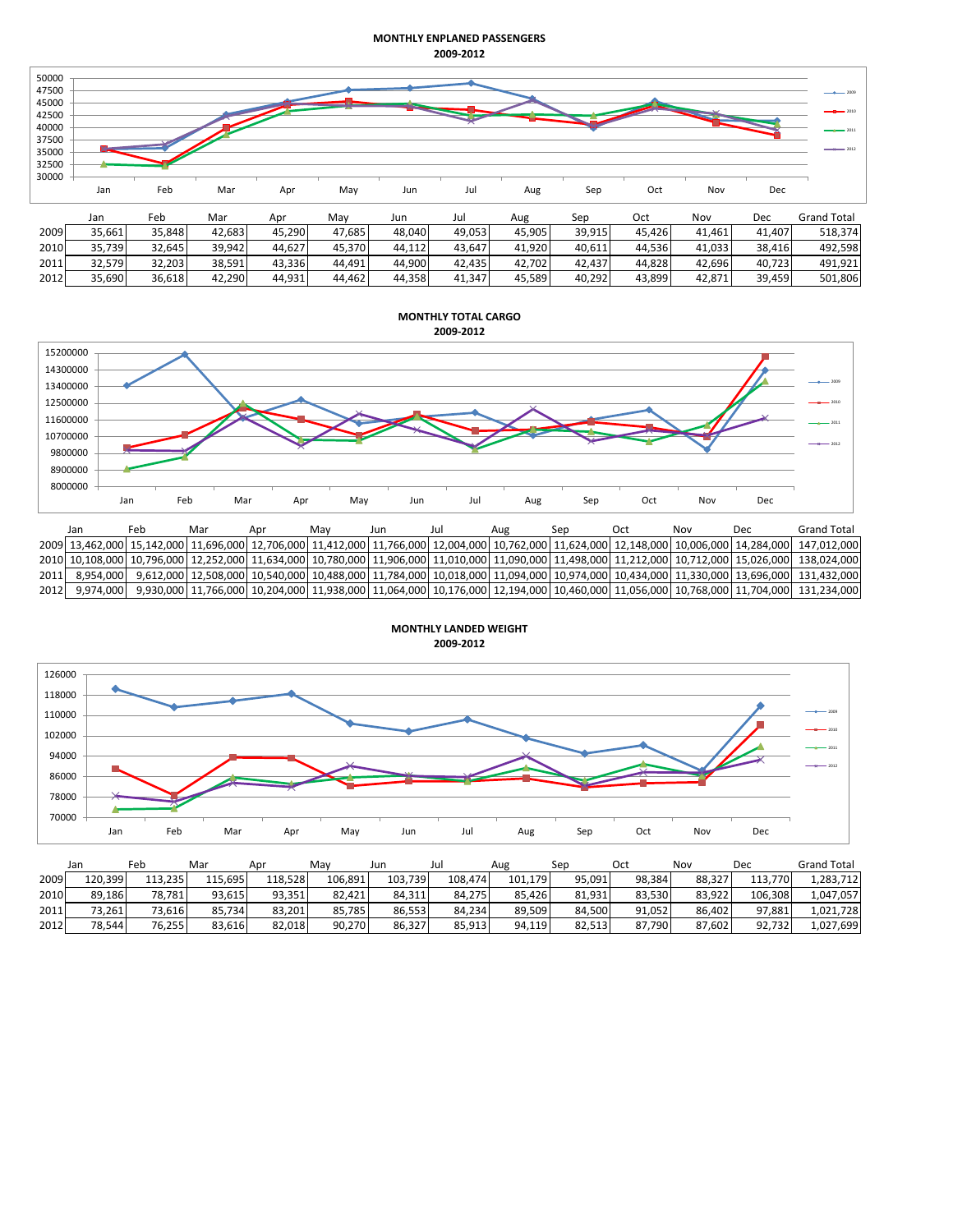**MONTHLY ENPLANED PASSENGERS**
**2009-2012**

| | Jan | Feb | Mar | Apr | May | Jun | Jul | Aug | Sep | Oct | Nov | Dec | Grand Total |
|---|---|---|---|---|---|---|---|---|---|---|---|---|---|
| 2009 | 35,661 | 35,848 | 42,683 | 45,290 | 47,685 | 48,040 | 49,053 | 45,905 | 39,915 | 45,426 | 41,461 | 41,407 | 518,374 |
| 2010 | 35,739 | 32,645 | 39,942 | 44,627 | 45,370 | 44,112 | 43,647 | 41,920 | 40,611 | 44,536 | 41,033 | 38,416 | 492,598 |
| 2011 | 32,579 | 32,203 | 38,591 | 43,336 | 44,491 | 44,900 | 42,435 | 42,702 | 42,437 | 44,828 | 42,696 | 40,723 | 491,921 |
| 2012 | 35,690 | 36,618 | 42,290 | 44,931 | 44,462 | 44,358 | 41,347 | 45,589 | 40,292 | 43,899 | 42,871 | 39,459 | 501,806 |

**MONTHLY TOTAL CARGO**
**2009-2012**

| | Jan | Feb | Mar | Apr | May | Jun | Jul | Aug | Sep | Oct | Nov | Dec | Grand Total |
|---|---|---|---|---|---|---|---|---|---|---|---|---|---|
| 2009 | 13,462,000 | 15,142,000 | 11,696,000 | 12,706,000 | 11,412,000 | 11,766,000 | 12,004,000 | 10,762,000 | 11,624,000 | 12,148,000 | 10,006,000 | 14,284,000 | 147,012,000 |
| 2010 | 10,108,000 | 10,796,000 | 12,252,000 | 11,634,000 | 10,780,000 | 11,906,000 | 11,010,000 | 11,090,000 | 11,498,000 | 11,212,000 | 10,712,000 | 15,026,000 | 138,024,000 |
| 2011 | 8,954,000 | 9,612,000 | 12,508,000 | 10,540,000 | 10,488,000 | 11,784,000 | 10,018,000 | 11,094,000 | 10,974,000 | 10,434,000 | 11,330,000 | 13,696,000 | 131,432,000 |
| 2012 | 9,974,000 | 9,930,000 | 11,766,000 | 10,204,000 | 11,938,000 | 11,064,000 | 10,176,000 | 12,194,000 | 10,460,000 | 11,056,000 | 10,768,000 | 11,704,000 | 131,234,000 |

**MONTHLY LANDED WEIGHT**
**2009-2012**

| | Jan | Feb | Mar | Apr | May | Jun | Jul | Aug | Sep | Oct | Nov | Dec | Grand Total |
|---|---|---|---|---|---|---|---|---|---|---|---|---|---|
| 2009 | 120,399 | 113,235 | 115,695 | 118,528 | 106,891 | 103,739 | 108,474 | 101,179 | 95,091 | 98,384 | 88,327 | 113,770 | 1,283,712 |
| 2010 | 89,186 | 78,781 | 93,615 | 93,351 | 82,421 | 84,311 | 84,275 | 85,426 | 81,931 | 83,530 | 83,922 | 106,308 | 1,047,057 |
| 2011 | 73,261 | 73,616 | 85,734 | 83,201 | 85,785 | 86,553 | 84,234 | 89,509 | 84,500 | 91,052 | 86,402 | 97,881 | 1,021,728 |
| 2012 | 78,544 | 76,255 | 83,616 | 82,018 | 90,270 | 86,327 | 85,913 | 94,119 | 82,513 | 87,790 | 87,602 | 92,732 | 1,027,699 |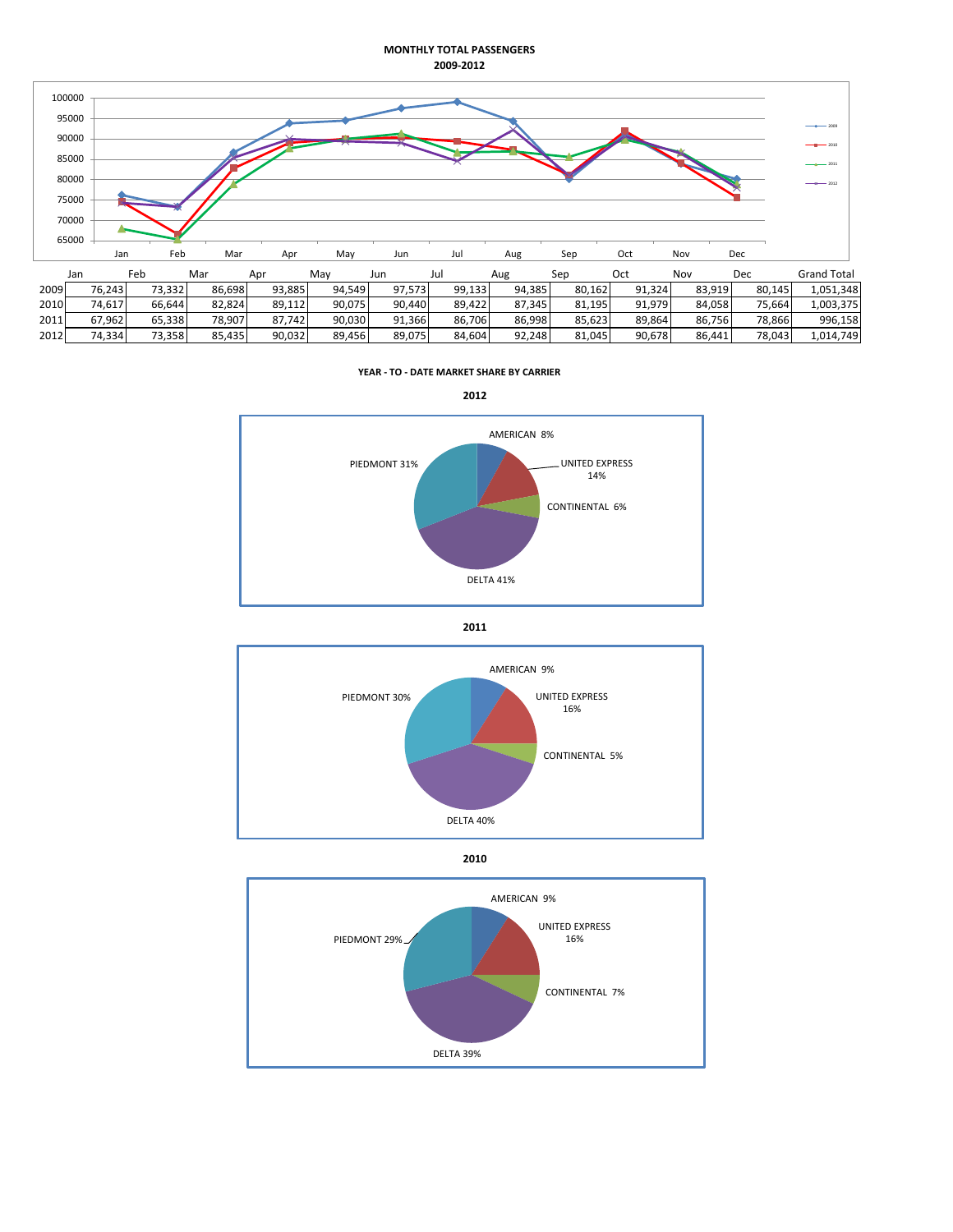**MONTHLY TOTAL PASSENGERS**
**2009-2012**

100000
95000
90000
85000
80000
75000
70000
65000

Jan Feb Mar Apr May Jun Jul Aug Sep Oct Nov Dec

2009
2010
2011
2012

| | Jan | Feb | Mar | Apr | May | Jun | Jul | Aug | Sep | Oct | Nov | Dec | Grand Total |
|---|---|---|---|---|---|---|---|---|---|---|---|---|---|
| 2009 | 76,243 | 73,332 | 86,698 | 93,885 | 94,549 | 97,573 | 99,133 | 94,385 | 80,162 | 91,324 | 83,919 | 80,145 | 1,051,348 |
| 2010 | 74,617 | 66,644 | 82,824 | 89,112 | 90,075 | 90,440 | 89,422 | 87,345 | 81,195 | 91,979 | 84,058 | 75,664 | 1,003,375 |
| 2011 | 67,962 | 65,338 | 78,907 | 87,742 | 90,030 | 91,366 | 86,706 | 86,998 | 85,623 | 89,864 | 86,756 | 78,866 | 996,158 |
| 2012 | 74,334 | 73,358 | 85,435 | 90,032 | 89,456 | 89,075 | 84,604 | 92,248 | 81,045 | 90,678 | 86,441 | 78,043 | 1,014,749 |

**YEAR - TO - DATE MARKET SHARE BY CARRIER**

**2012**

AMERICAN 8%
UNITED EXPRESS 14%
CONTINENTAL 6%
DELTA 41%
PIEDMONT 31%

**2011**

AMERICAN 9%
UNITED EXPRESS 16%
CONTINENTAL 5%
DELTA 40%
PIEDMONT 30%

**2010**

AMERICAN 9%
UNITED EXPRESS 16%
CONTINENTAL 7%
DELTA 39%
PIEDMONT 29%